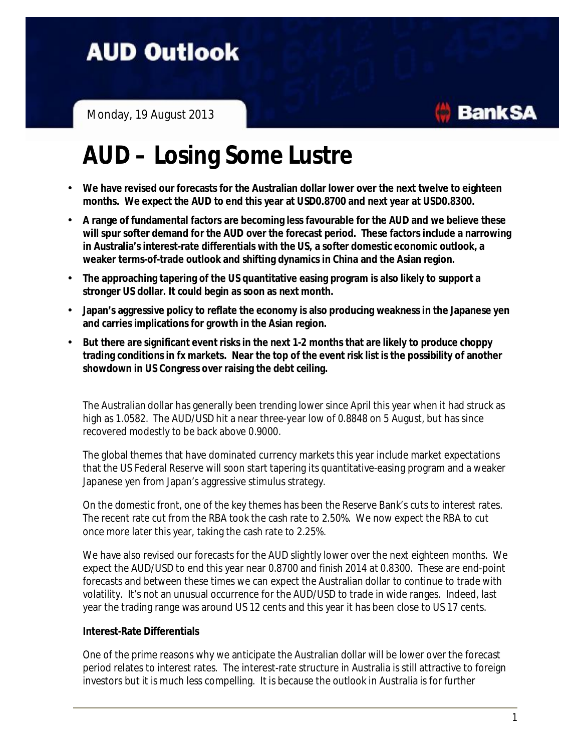# AUD Outlook

Monday, 19 August 2013

BankSA

# AUD – Losing Some Lustre

- **We have revised our forecasts for the Australian dollar lower over the next twelve to eighteen months. We expect the AUD to end this year at USD0.8700 and next year at USD0.8300.**
- **A range of fundamental factors are becoming less favourable for the AUD and we believe these will spur softer demand for the AUD over the forecast period. These factors include a narrowing in Australia's interest-rate differentials with the US, a softer domestic economic outlook, a weaker terms-of-trade outlook and shifting dynamics in China and the Asian region.**
- **The approaching tapering of the US quantitative easing program is also likely to support a stronger US dollar. It could begin as soon as next month.**
- **Japan's aggressive policy to reflate the economy is also producing weakness in the Japanese yen and carries implications for growth in the Asian region.**
- **But there are significant event risks in the next 1-2 months that are likely to produce choppy trading conditions in fx markets. Near the top of the event risk list is the possibility of another showdown in US Congress over raising the debt ceiling.**

The Australian dollar has generally been trending lower since April this year when it had struck as high as 1.0582. The AUD/USD hit a near three-year low of 0.8848 on 5 August, but has since recovered modestly to be back above 0.9000.

The global themes that have dominated currency markets this year include market expectations that the US Federal Reserve will soon start tapering its quantitative-easing program and a weaker Japanese yen from Japan's aggressive stimulus strategy.

On the domestic front, one of the key themes has been the Reserve Bank's cuts to interest rates. The recent rate cut from the RBA took the cash rate to 2.50%. We now expect the RBA to cut once more later this year, taking the cash rate to 2.25%.

We have also revised our forecasts for the AUD slightly lower over the next eighteen months. We expect the AUD/USD to end this year near 0.8700 and finish 2014 at 0.8300. These are end-point forecasts and between these times we can expect the Australian dollar to continue to trade with volatility. It's not an unusual occurrence for the AUD/USD to trade in wide ranges. Indeed, last year the trading range was around US 12 cents and this year it has been close to US 17 cents.

**Interest-Rate Differentials**

One of the prime reasons why we anticipate the Australian dollar will be lower over the forecast period relates to interest rates. The interest-rate structure in Australia is still attractive to foreign investors but it is much less compelling. It is because the outlook in Australia is for further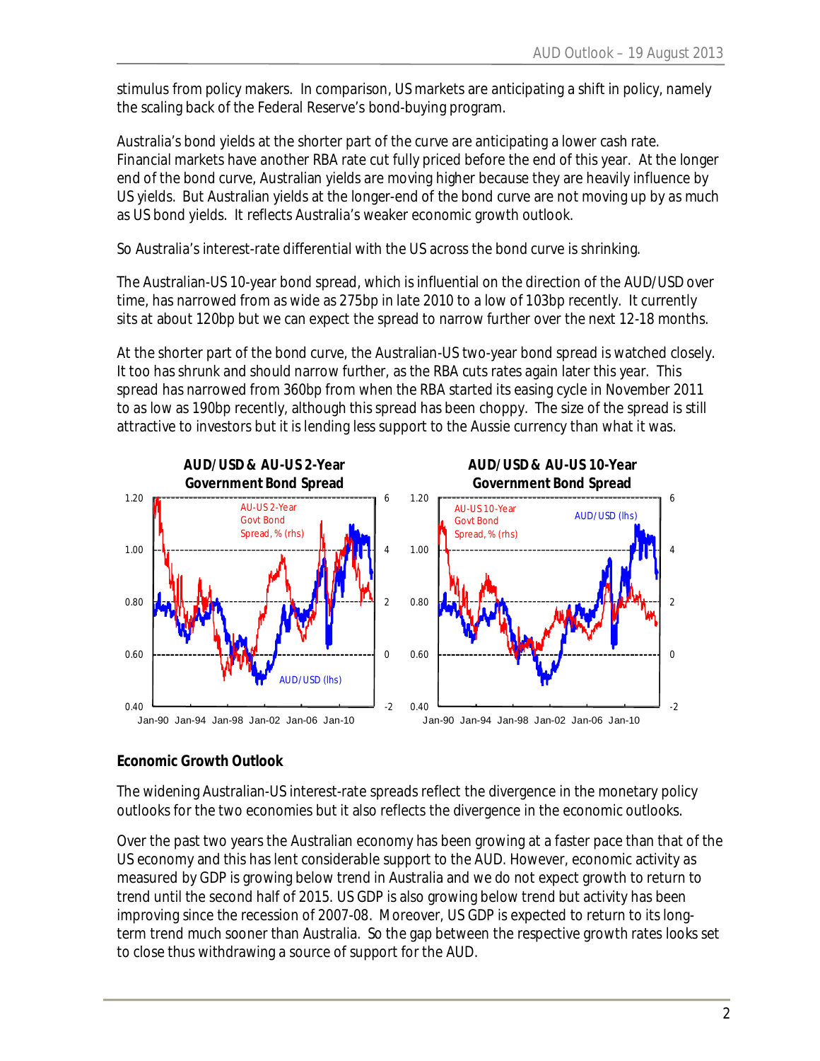stimulus from policy makers. In comparison, US markets are anticipating a shift in policy, namely the scaling back of the Federal Reserve's bond-buying program.

Australia's bond yields at the shorter part of the curve are anticipating a lower cash rate. Financial markets have another RBA rate cut fully priced before the end of this year. At the longer end of the bond curve, Australian yields are moving higher because they are heavily influence by US yields. But Australian yields at the longer-end of the bond curve are not moving up by as much as US bond yields. It reflects Australia's weaker economic growth outlook.

So Australia's interest-rate differential with the US across the bond curve is shrinking.

The Australian-US 10-year bond spread, which is influential on the direction of the AUD/USD over time, has narrowed from as wide as 275bp in late 2010 to a low of 103bp recently. It currently sits at about 120bp but we can expect the spread to narrow further over the next 12-18 months.

At the shorter part of the bond curve, the Australian-US two-year bond spread is watched closely. It too has shrunk and should narrow further, as the RBA cuts rates again later this year. This spread has narrowed from 360bp from when the RBA started its easing cycle in November 2011 to as low as 190bp recently, although this spread has been choppy. The size of the spread is still attractive to investors but it is lending less support to the Aussie currency than what it was.

**AUD/USD & AU-US 2-Year Government Bond Spread**

**AUD/USD & AU-US 10-Year Government Bond Spread**

## Economic Growth Outlook

The widening Australian-US interest-rate spreads reflect the divergence in the monetary policy outlooks for the two economies but it also reflects the divergence in the economic outlooks.

Over the past two years the Australian economy has been growing at a faster pace than that of the US economy and this has lent considerable support to the AUD. However, economic activity as measured by GDP is growing below trend in Australia and we do not expect growth to return to trend until the second half of 2015. US GDP is also growing below trend but activity has been improving since the recession of 2007-08. Moreover, US GDP is expected to return to its long-term trend much sooner than Australia. So the gap between the respective growth rates looks set to close thus withdrawing a source of support for the AUD.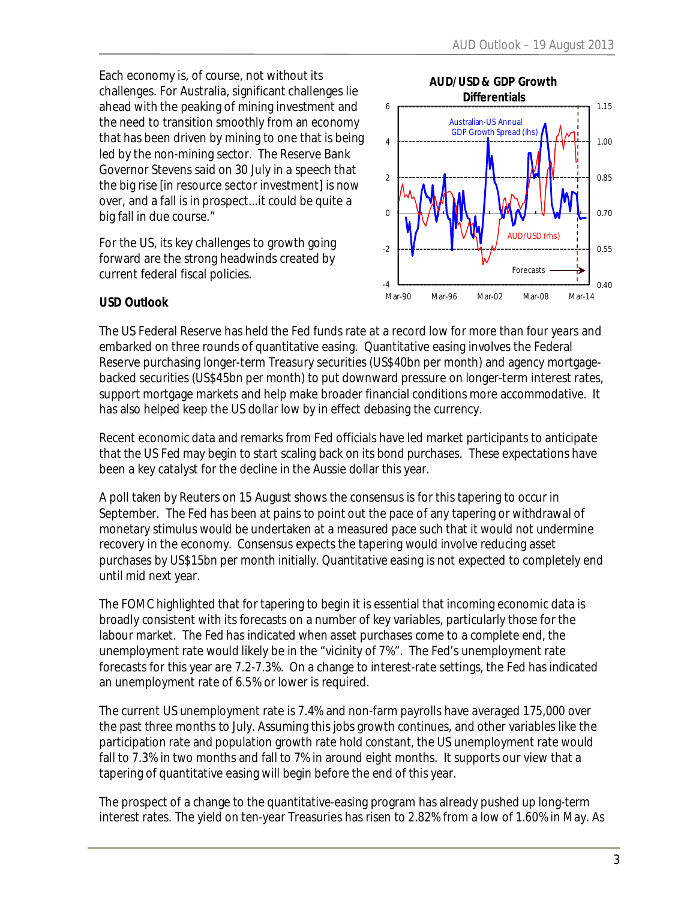Each economy is, of course, not without its challenges. For Australia, significant challenges lie ahead with the peaking of mining investment and the need to transition smoothly from an economy that has been driven by mining to one that is being led by the non-mining sector. The Reserve Bank Governor Stevens said on 30 July in a speech that the big rise [in resource sector investment] is now over, and a fall is in prospect…it could be quite a big fall in due course."

For the US, its key challenges to growth going forward are the strong headwinds created by current federal fiscal policies.

**AUD/USD & GDP Growth Differentials**

### USD Outlook

The US Federal Reserve has held the Fed funds rate at a record low for more than four years and embarked on three rounds of quantitative easing. Quantitative easing involves the Federal Reserve purchasing longer-term Treasury securities (US$40bn per month) and agency mortgage-backed securities (US$45bn per month) to put downward pressure on longer-term interest rates, support mortgage markets and help make broader financial conditions more accommodative. It has also helped keep the US dollar low by in effect debasing the currency.

Recent economic data and remarks from Fed officials have led market participants to anticipate that the US Fed may begin to start scaling back on its bond purchases. These expectations have been a key catalyst for the decline in the Aussie dollar this year.

A poll taken by Reuters on 15 August shows the consensus is for this tapering to occur in September. The Fed has been at pains to point out the pace of any tapering or withdrawal of monetary stimulus would be undertaken at a measured pace such that it would not undermine recovery in the economy. Consensus expects the tapering would involve reducing asset purchases by US$15bn per month initially. Quantitative easing is not expected to completely end until mid next year.

The FOMC highlighted that for tapering to begin it is essential that incoming economic data is broadly consistent with its forecasts on a number of key variables, particularly those for the labour market. The Fed has indicated when asset purchases come to a complete end, the unemployment rate would likely be in the "vicinity of 7%". The Fed's unemployment rate forecasts for this year are 7.2-7.3%. On a change to interest-rate settings, the Fed has indicated an unemployment rate of 6.5% or lower is required.

The current US unemployment rate is 7.4% and non-farm payrolls have averaged 175,000 over the past three months to July. Assuming this jobs growth continues, and other variables like the participation rate and population growth rate hold constant, the US unemployment rate would fall to 7.3% in two months and fall to 7% in around eight months. It supports our view that a tapering of quantitative easing will begin before the end of this year.

The prospect of a change to the quantitative-easing program has already pushed up long-term interest rates. The yield on ten-year Treasuries has risen to 2.82% from a low of 1.60% in May. As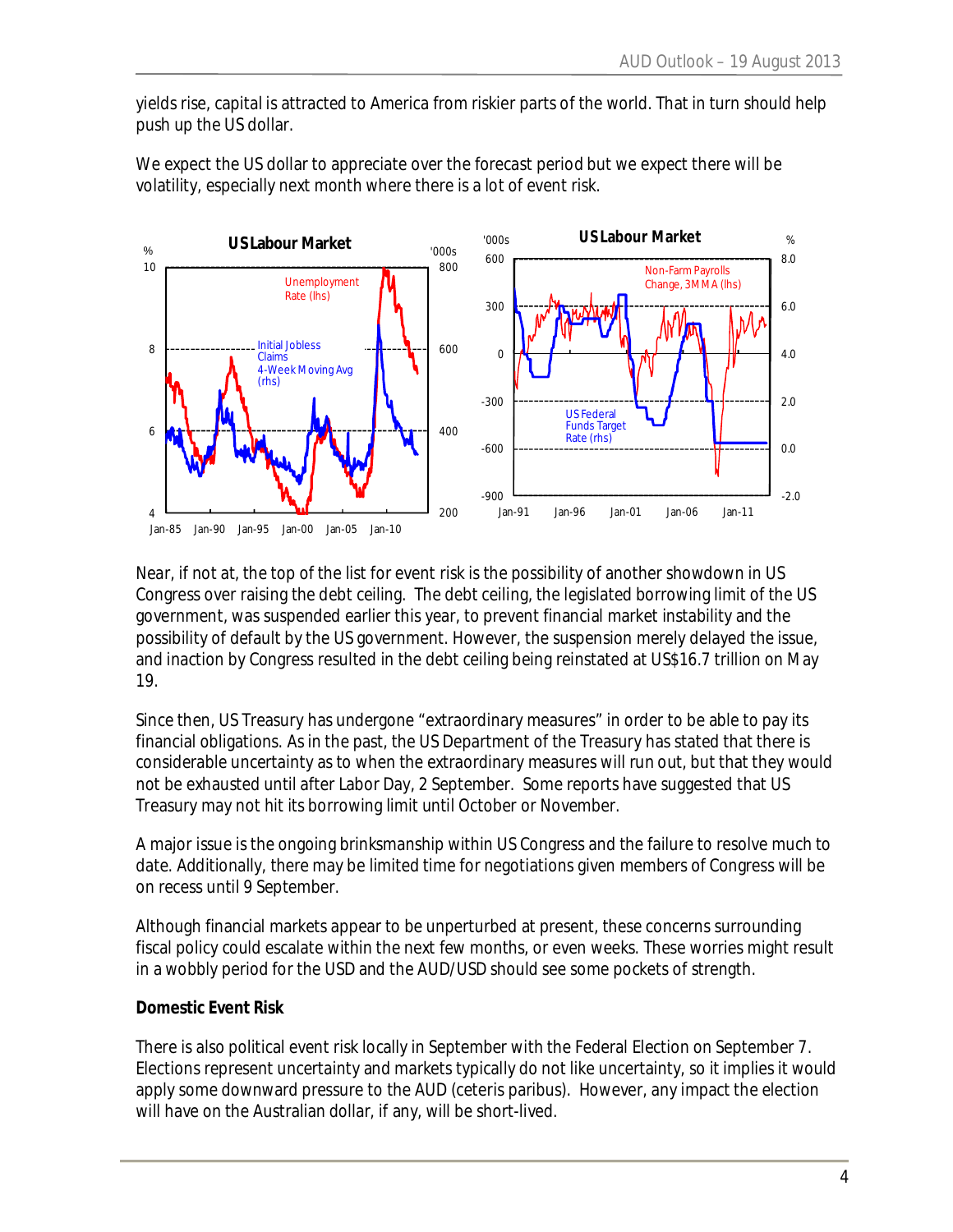yields rise, capital is attracted to America from riskier parts of the world. That in turn should help push up the US dollar.

We expect the US dollar to appreciate over the forecast period but we expect there will be volatility, especially next month where there is a lot of event risk.

Near, if not at, the top of the list for event risk is the possibility of another showdown in US Congress over raising the debt ceiling. The debt ceiling, the legislated borrowing limit of the US government, was suspended earlier this year, to prevent financial market instability and the possibility of default by the US government. However, the suspension merely delayed the issue, and inaction by Congress resulted in the debt ceiling being reinstated at US$16.7 trillion on May 19.

Since then, US Treasury has undergone "extraordinary measures" in order to be able to pay its financial obligations. As in the past, the US Department of the Treasury has stated that there is considerable uncertainty as to when the extraordinary measures will run out, but that they would not be exhausted until after Labor Day, 2 September. Some reports have suggested that US Treasury may not hit its borrowing limit until October or November.

A major issue is the ongoing brinksmanship within US Congress and the failure to resolve much to date. Additionally, there may be limited time for negotiations given members of Congress will be on recess until 9 September.

Although financial markets appear to be unperturbed at present, these concerns surrounding fiscal policy could escalate within the next few months, or even weeks. These worries might result in a wobbly period for the USD and the AUD/USD should see some pockets of strength.

**Domestic Event Risk**

There is also political event risk locally in September with the Federal Election on September 7. Elections represent uncertainty and markets typically do not like uncertainty, so it implies it would apply some downward pressure to the AUD (ceteris paribus). However, any impact the election will have on the Australian dollar, if any, will be short-lived.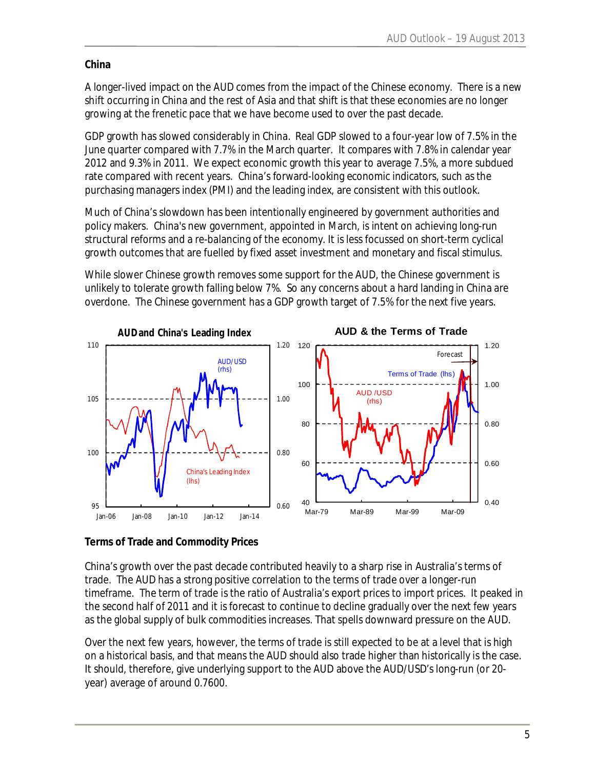## China

A longer-lived impact on the AUD comes from the impact of the Chinese economy. There is a new shift occurring in China and the rest of Asia and that shift is that these economies are no longer growing at the frenetic pace that we have become used to over the past decade.

GDP growth has slowed considerably in China. Real GDP slowed to a four-year low of 7.5% in the June quarter compared with 7.7% in the March quarter. It compares with 7.8% in calendar year 2012 and 9.3% in 2011. We expect economic growth this year to average 7.5%, a more subdued rate compared with recent years. China's forward-looking economic indicators, such as the purchasing managers index (PMI) and the leading index, are consistent with this outlook.

Much of China's slowdown has been intentionally engineered by government authorities and policy makers. China's new government, appointed in March, is intent on achieving long-run structural reforms and a re-balancing of the economy. It is less focussed on short-term cyclical growth outcomes that are fuelled by fixed asset investment and monetary and fiscal stimulus.

While slower Chinese growth removes some support for the AUD, the Chinese government is unlikely to tolerate growth falling below 7%. So any concerns about a hard landing in China are overdone. The Chinese government has a GDP growth target of 7.5% for the next five years.

**AUD and China's Leading Index**

**AUD & the Terms of Trade**

## Terms of Trade and Commodity Prices

China's growth over the past decade contributed heavily to a sharp rise in Australia's terms of trade. The AUD has a strong positive correlation to the terms of trade over a longer-run timeframe. The term of trade is the ratio of Australia's export prices to import prices. It peaked in the second half of 2011 and it is forecast to continue to decline gradually over the next few years as the global supply of bulk commodities increases. That spells downward pressure on the AUD.

Over the next few years, however, the terms of trade is still expected to be at a level that is high on a historical basis, and that means the AUD should also trade higher than historically is the case. It should, therefore, give underlying support to the AUD above the AUD/USD's long-run (or 20-year) average of around 0.7600.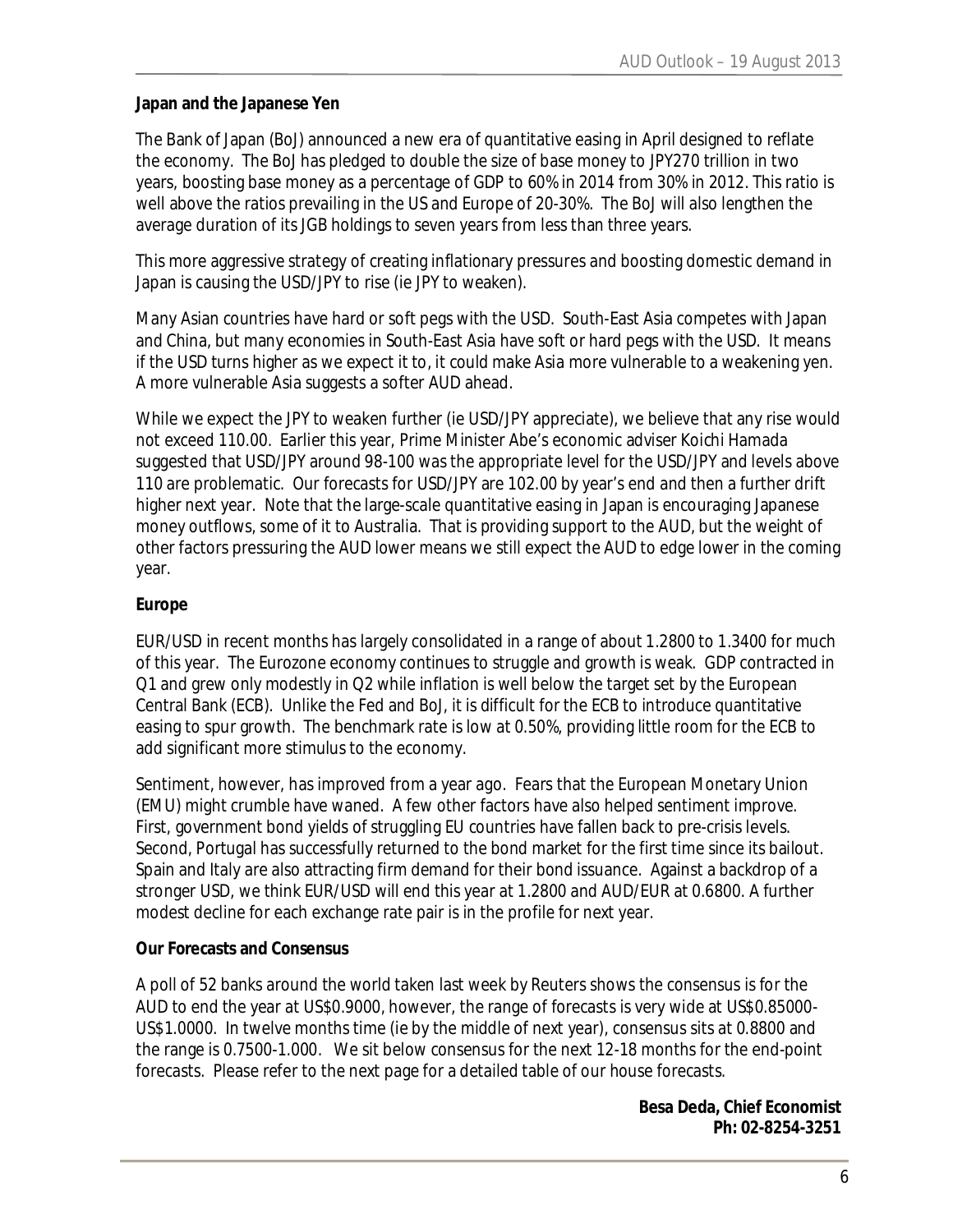## Japan and the Japanese Yen

The Bank of Japan (BoJ) announced a new era of quantitative easing in April designed to reflate the economy. The BoJ has pledged to double the size of base money to JPY270 trillion in two years, boosting base money as a percentage of GDP to 60% in 2014 from 30% in 2012. This ratio is well above the ratios prevailing in the US and Europe of 20-30%. The BoJ will also lengthen the average duration of its JGB holdings to seven years from less than three years.

This more aggressive strategy of creating inflationary pressures and boosting domestic demand in Japan is causing the USD/JPY to rise (ie JPY to weaken).

Many Asian countries have hard or soft pegs with the USD. South-East Asia competes with Japan and China, but many economies in South-East Asia have soft or hard pegs with the USD. It means if the USD turns higher as we expect it to, it could make Asia more vulnerable to a weakening yen. A more vulnerable Asia suggests a softer AUD ahead.

While we expect the JPY to weaken further (ie USD/JPY appreciate), we believe that any rise would not exceed 110.00. Earlier this year, Prime Minister Abe's economic adviser Koichi Hamada suggested that USD/JPY around 98-100 was the appropriate level for the USD/JPY and levels above 110 are problematic. Our forecasts for USD/JPY are 102.00 by year's end and then a further drift higher next year. Note that the large-scale quantitative easing in Japan is encouraging Japanese money outflows, some of it to Australia. That is providing support to the AUD, but the weight of other factors pressuring the AUD lower means we still expect the AUD to edge lower in the coming year.

## Europe

EUR/USD in recent months has largely consolidated in a range of about 1.2800 to 1.3400 for much of this year. The Eurozone economy continues to struggle and growth is weak. GDP contracted in Q1 and grew only modestly in Q2 while inflation is well below the target set by the European Central Bank (ECB). Unlike the Fed and BoJ, it is difficult for the ECB to introduce quantitative easing to spur growth. The benchmark rate is low at 0.50%, providing little room for the ECB to add significant more stimulus to the economy.

Sentiment, however, has improved from a year ago. Fears that the European Monetary Union (EMU) might crumble have waned. A few other factors have also helped sentiment improve. First, government bond yields of struggling EU countries have fallen back to pre-crisis levels. Second, Portugal has successfully returned to the bond market for the first time since its bailout. Spain and Italy are also attracting firm demand for their bond issuance. Against a backdrop of a stronger USD, we think EUR/USD will end this year at 1.2800 and AUD/EUR at 0.6800. A further modest decline for each exchange rate pair is in the profile for next year.

## Our Forecasts and Consensus

A poll of 52 banks around the world taken last week by Reuters shows the consensus is for the AUD to end the year at US$0.9000, however, the range of forecasts is very wide at US$0.85000-US$1.0000. In twelve months time (ie by the middle of next year), consensus sits at 0.8800 and the range is 0.7500-1.000. We sit below consensus for the next 12-18 months for the end-point forecasts. Please refer to the next page for a detailed table of our house forecasts.

**Besa Deda, Chief Economist**
**Ph: 02-8254-3251**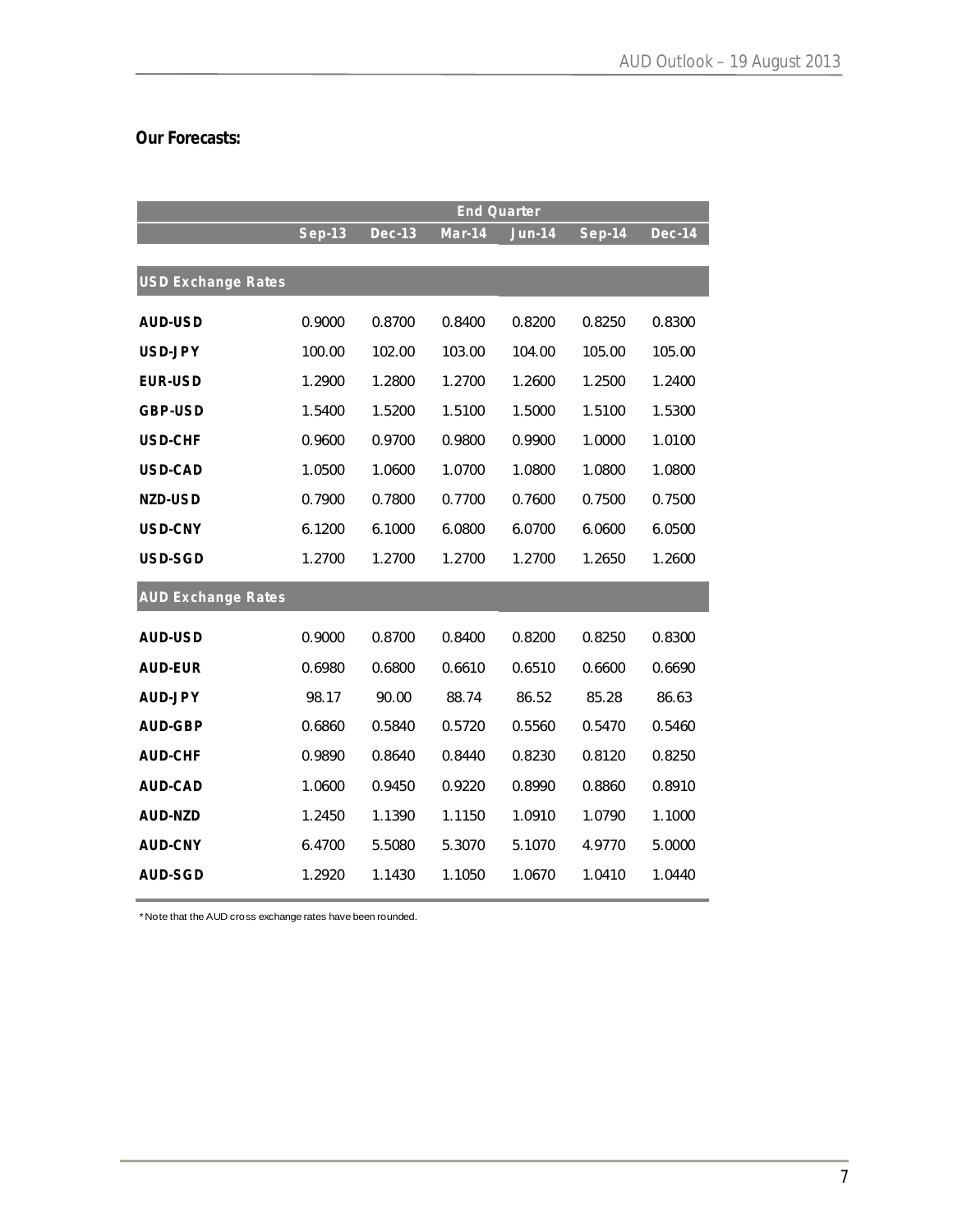**Our Forecasts:**

| | End Quarter | | | | | |
|---|---|---|---|---|---|---|
| | Sep-13 | Dec-13 | Mar-14 | Jun-14 | Sep-14 | Dec-14 |
| **USD Exchange Rates** | | | | | | |
| **AUD-USD** | 0.9000 | 0.8700 | 0.8400 | 0.8200 | 0.8250 | 0.8300 |
| **USD-JPY** | 100.00 | 102.00 | 103.00 | 104.00 | 105.00 | 105.00 |
| **EUR-USD** | 1.2900 | 1.2800 | 1.2700 | 1.2600 | 1.2500 | 1.2400 |
| **GBP-USD** | 1.5400 | 1.5200 | 1.5100 | 1.5000 | 1.5100 | 1.5300 |
| **USD-CHF** | 0.9600 | 0.9700 | 0.9800 | 0.9900 | 1.0000 | 1.0100 |
| **USD-CAD** | 1.0500 | 1.0600 | 1.0700 | 1.0800 | 1.0800 | 1.0800 |
| **NZD-USD** | 0.7900 | 0.7800 | 0.7700 | 0.7600 | 0.7500 | 0.7500 |
| **USD-CNY** | 6.1200 | 6.1000 | 6.0800 | 6.0700 | 6.0600 | 6.0500 |
| **USD-SGD** | 1.2700 | 1.2700 | 1.2700 | 1.2700 | 1.2650 | 1.2600 |
| **AUD Exchange Rates** | | | | | | |
| **AUD-USD** | 0.9000 | 0.8700 | 0.8400 | 0.8200 | 0.8250 | 0.8300 |
| **AUD-EUR** | 0.6980 | 0.6800 | 0.6610 | 0.6510 | 0.6600 | 0.6690 |
| **AUD-JPY** | 98.17 | 90.00 | 88.74 | 86.52 | 85.28 | 86.63 |
| **AUD-GBP** | 0.6860 | 0.5840 | 0.5720 | 0.5560 | 0.5470 | 0.5460 |
| **AUD-CHF** | 0.9890 | 0.8640 | 0.8440 | 0.8230 | 0.8120 | 0.8250 |
| **AUD-CAD** | 1.0600 | 0.9450 | 0.9220 | 0.8990 | 0.8860 | 0.8910 |
| **AUD-NZD** | 1.2450 | 1.1390 | 1.1150 | 1.0910 | 1.0790 | 1.1000 |
| **AUD-CNY** | 6.4700 | 5.5080 | 5.3070 | 5.1070 | 4.9770 | 5.0000 |
| **AUD-SGD** | 1.2920 | 1.1430 | 1.1050 | 1.0670 | 1.0410 | 1.0440 |

* Note that the AUD cross exchange rates have been rounded.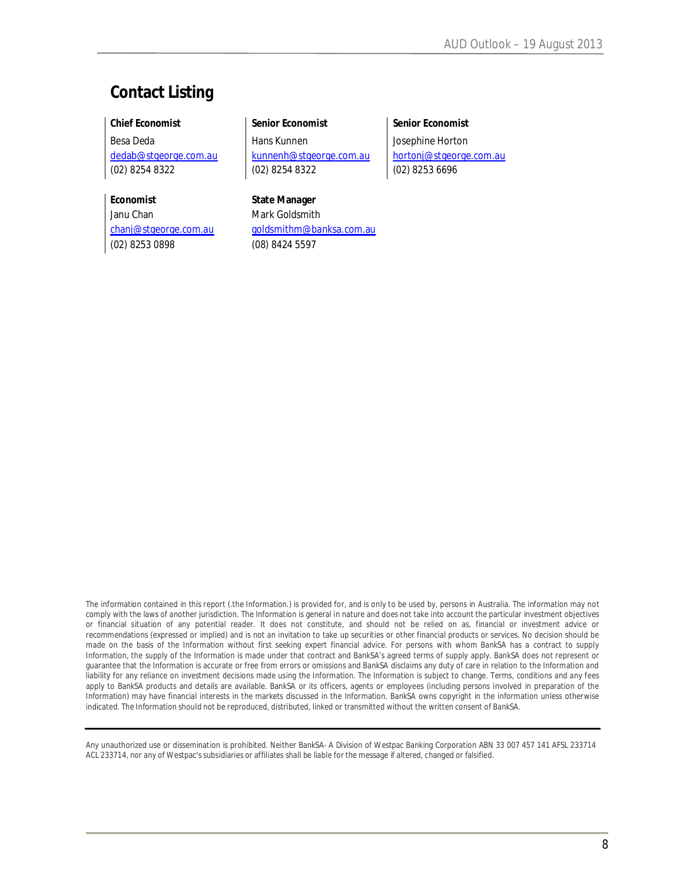## Contact Listing

**Chief Economist**
Besa Deda
dedab@stgeorge.com.au
(02) 8254 8322

**Senior Economist**
Hans Kunnen
kunnenh@stgeorge.com.au
(02) 8254 8322

**Senior Economist**
Josephine Horton
hortonj@stgeorge.com.au
(02) 8253 6696

**Economist**
Janu Chan
chanj@stgeorge.com.au
(02) 8253 0898

**State Manager**
Mark Goldsmith
goldsmithm@banksa.com.au
(08) 8424 5597

The information contained in this report (.the Information.) is provided for, and is only to be used by, persons in Australia. The information may not comply with the laws of another jurisdiction. The Information is general in nature and does not take into account the particular investment objectives or financial situation of any potential reader. It does not constitute, and should not be relied on as, financial or investment advice or recommendations (expressed or implied) and is not an invitation to take up securities or other financial products or services. No decision should be made on the basis of the Information without first seeking expert financial advice. For persons with whom BankSA has a contract to supply Information, the supply of the Information is made under that contract and BankSA's agreed terms of supply apply. BankSA does not represent or guarantee that the Information is accurate or free from errors or omissions and BankSA disclaims any duty of care in relation to the Information and liability for any reliance on investment decisions made using the Information. The Information is subject to change. Terms, conditions and any fees apply to BankSA products and details are available. BankSA or its officers, agents or employees (including persons involved in preparation of the Information) may have financial interests in the markets discussed in the Information. BankSA owns copyright in the information unless otherwise indicated. The Information should not be reproduced, distributed, linked or transmitted without the written consent of BankSA.

---

Any unauthorized use or dissemination is prohibited. Neither BankSA- A Division of Westpac Banking Corporation ABN 33 007 457 141 AFSL 233714 ACL 233714, nor any of Westpac's subsidiaries or affiliates shall be liable for the message if altered, changed or falsified.